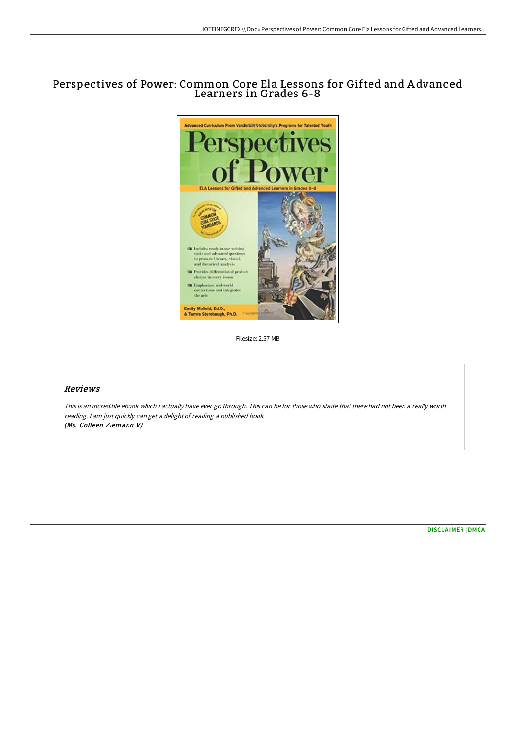# Perspectives of Power: Common Core Ela Lessons for Gifted and Advanced Learners in Grades 6-8

Filesize: 2.57 MB

## *Reviews*

*This is an incredible ebook which i actually have ever go through. This can be for those who statte that there had not been a really worth reading. I am just quickly can get a delight of reading a published book.*
*(Ms. Colleen Ziemann V)*

DISCLAIMER | DMCA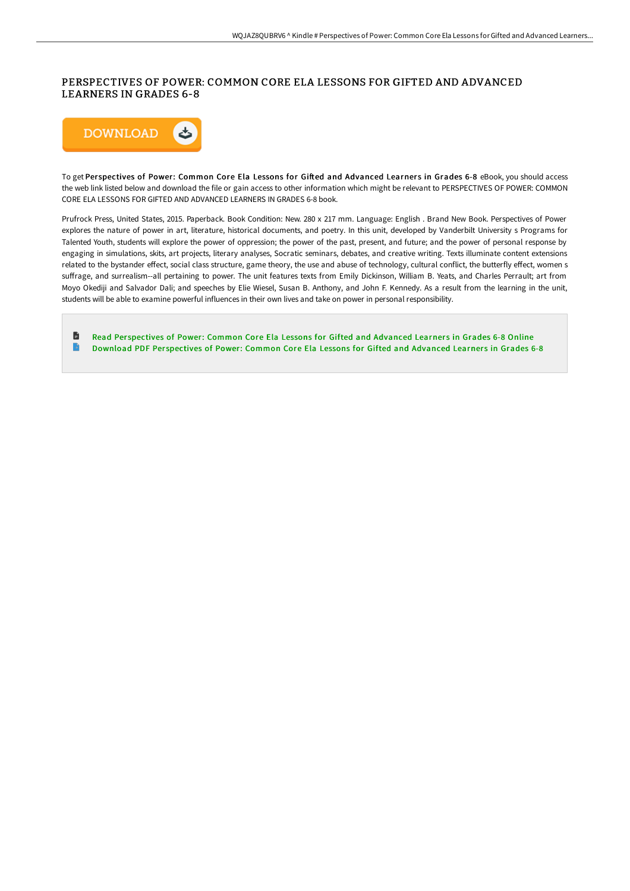# PERSPECTIVES OF POWER: COMMON CORE ELA LESSONS FOR GIFTED AND ADVANCED LEARNERS IN GRADES 6-8

To get **Perspectives of Power: Common Core Ela Lessons for Gifted and Advanced Learners in Grades 6-8** eBook, you should access the web link listed below and download the file or gain access to other information which might be relevant to PERSPECTIVES OF POWER: COMMON CORE ELA LESSONS FOR GIFTED AND ADVANCED LEARNERS IN GRADES 6-8 book.

Prufrock Press, United States, 2015. Paperback. Book Condition: New. 280 x 217 mm. Language: English . Brand New Book. Perspectives of Power explores the nature of power in art, literature, historical documents, and poetry. In this unit, developed by Vanderbilt University s Programs for Talented Youth, students will explore the power of oppression; the power of the past, present, and future; and the power of personal response by engaging in simulations, skits, art projects, literary analyses, Socratic seminars, debates, and creative writing. Texts illuminate content extensions related to the bystander effect, social class structure, game theory, the use and abuse of technology, cultural conflict, the butterfly effect, women s suffrage, and surrealism--all pertaining to power. The unit features texts from Emily Dickinson, William B. Yeats, and Charles Perrault; art from Moyo Okediji and Salvador Dali; and speeches by Elie Wiesel, Susan B. Anthony, and John F. Kennedy. As a result from the learning in the unit, students will be able to examine powerful influences in their own lives and take on power in personal responsibility.

- Read Perspectives of Power: Common Core Ela Lessons for Gifted and Advanced Learners in Grades 6-8 Online
- Download PDF Perspectives of Power: Common Core Ela Lessons for Gifted and Advanced Learners in Grades 6-8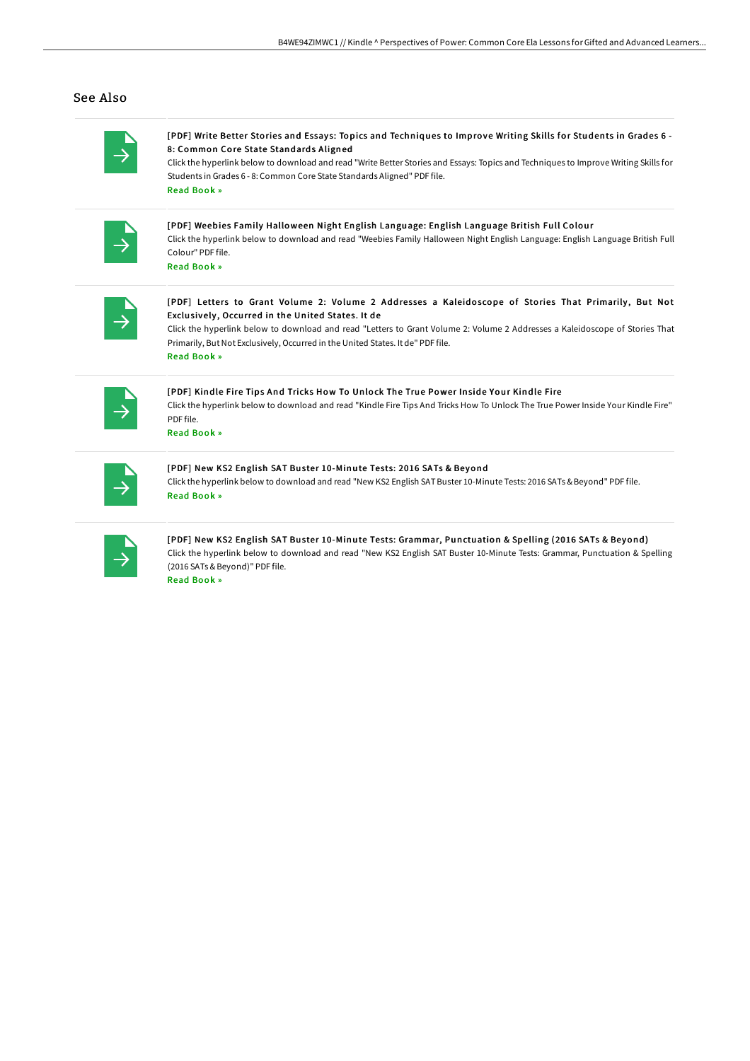## See Also

[PDF] Write Better Stories and Essays: Topics and Techniques to Improve Writing Skills for Students in Grades 6 - 8: Common Core State Standards Aligned

Click the hyperlink below to download and read "Write Better Stories and Essays: Topics and Techniques to Improve Writing Skills for Students in Grades 6 - 8: Common Core State Standards Aligned" PDF file.

Read Book »

[PDF] Weebies Family Halloween Night English Language: English Language British Full Colour

Click the hyperlink below to download and read "Weebies Family Halloween Night English Language: English Language British Full Colour" PDF file.

Read Book »

[PDF] Letters to Grant Volume 2: Volume 2 Addresses a Kaleidoscope of Stories That Primarily, But Not Exclusively, Occurred in the United States. It de

Click the hyperlink below to download and read "Letters to Grant Volume 2: Volume 2 Addresses a Kaleidoscope of Stories That Primarily, But Not Exclusively, Occurred in the United States. It de" PDF file.

Read Book »

[PDF] Kindle Fire Tips And Tricks How To Unlock The True Power Inside Your Kindle Fire

Click the hyperlink below to download and read "Kindle Fire Tips And Tricks How To Unlock The True Power Inside Your Kindle Fire" PDF file.

Read Book »

[PDF] New KS2 English SAT Buster 10-Minute Tests: 2016 SATs & Beyond

Click the hyperlink below to download and read "New KS2 English SAT Buster 10-Minute Tests: 2016 SATs & Beyond" PDF file.

Read Book »

[PDF] New KS2 English SAT Buster 10-Minute Tests: Grammar, Punctuation & Spelling (2016 SATs & Beyond)

Click the hyperlink below to download and read "New KS2 English SAT Buster 10-Minute Tests: Grammar, Punctuation & Spelling (2016 SATs & Beyond)" PDF file.

Read Book »